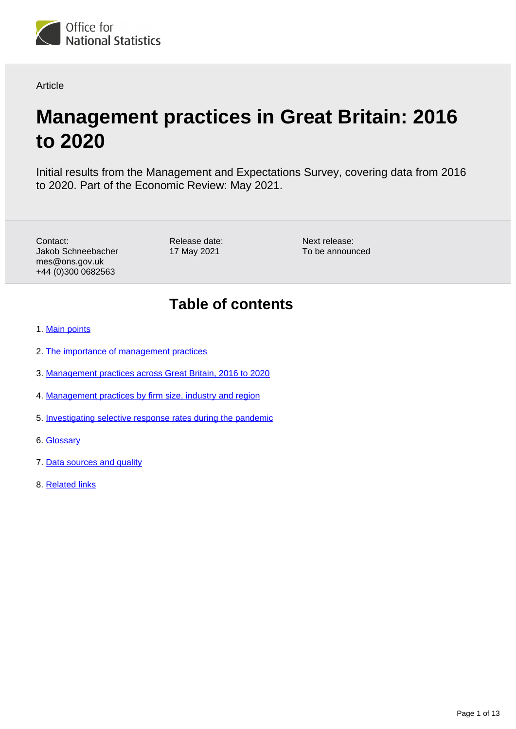Article

# Management practices in Great Britain: 2016 to 2020

Initial results from the Management and Expectations Survey, covering data from 2016 to 2020. Part of the Economic Review: May 2021.

Contact:
Jakob Schneebacher
mes@ons.gov.uk
+44 (0)300 0682563

Release date:
17 May 2021

Next release:
To be announced

## Table of contents

1. Main points
2. The importance of management practices
3. Management practices across Great Britain, 2016 to 2020
4. Management practices by firm size, industry and region
5. Investigating selective response rates during the pandemic
6. Glossary
7. Data sources and quality
8. Related links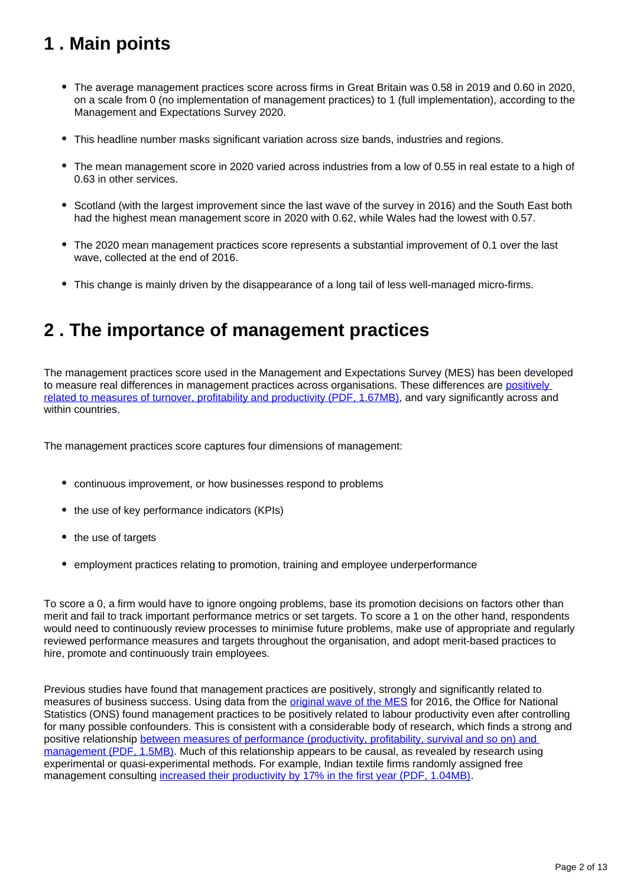## 1 . Main points

- The average management practices score across firms in Great Britain was 0.58 in 2019 and 0.60 in 2020, on a scale from 0 (no implementation of management practices) to 1 (full implementation), according to the Management and Expectations Survey 2020.
- This headline number masks significant variation across size bands, industries and regions.
- The mean management score in 2020 varied across industries from a low of 0.55 in real estate to a high of 0.63 in other services.
- Scotland (with the largest improvement since the last wave of the survey in 2016) and the South East both had the highest mean management score in 2020 with 0.62, while Wales had the lowest with 0.57.
- The 2020 mean management practices score represents a substantial improvement of 0.1 over the last wave, collected at the end of 2016.
- This change is mainly driven by the disappearance of a long tail of less well-managed micro-firms.

## 2 . The importance of management practices

The management practices score used in the Management and Expectations Survey (MES) has been developed to measure real differences in management practices across organisations. These differences are positively related to measures of turnover, profitability and productivity (PDF, 1.67MB), and vary significantly across and within countries.

The management practices score captures four dimensions of management:

- continuous improvement, or how businesses respond to problems
- the use of key performance indicators (KPIs)
- the use of targets
- employment practices relating to promotion, training and employee underperformance

To score a 0, a firm would have to ignore ongoing problems, base its promotion decisions on factors other than merit and fail to track important performance metrics or set targets. To score a 1 on the other hand, respondents would need to continuously review processes to minimise future problems, make use of appropriate and regularly reviewed performance measures and targets throughout the organisation, and adopt merit-based practices to hire, promote and continuously train employees.

Previous studies have found that management practices are positively, strongly and significantly related to measures of business success. Using data from the original wave of the MES for 2016, the Office for National Statistics (ONS) found management practices to be positively related to labour productivity even after controlling for many possible confounders. This is consistent with a considerable body of research, which finds a strong and positive relationship between measures of performance (productivity, profitability, survival and so on) and management (PDF, 1.5MB). Much of this relationship appears to be causal, as revealed by research using experimental or quasi-experimental methods. For example, Indian textile firms randomly assigned free management consulting increased their productivity by 17% in the first year (PDF, 1.04MB).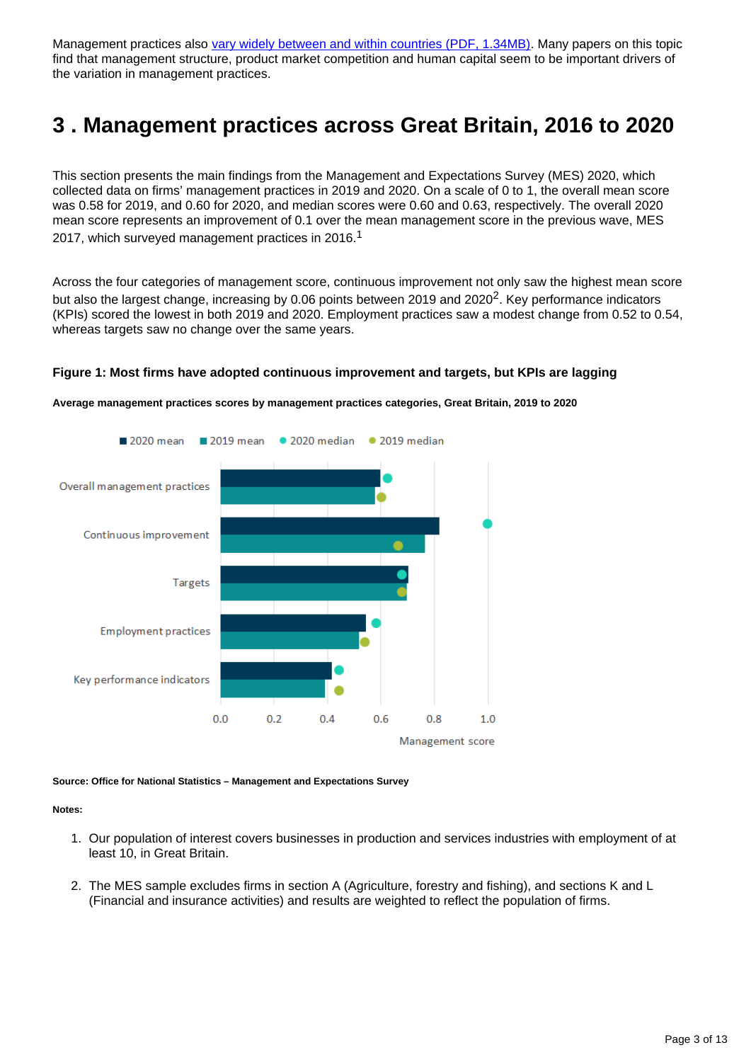Management practices also [vary widely between and within countries (PDF, 1.34MB)](). Many papers on this topic find that management structure, product market competition and human capital seem to be important drivers of the variation in management practices.

# 3 . Management practices across Great Britain, 2016 to 2020

This section presents the main findings from the Management and Expectations Survey (MES) 2020, which collected data on firms' management practices in 2019 and 2020. On a scale of 0 to 1, the overall mean score was 0.58 for 2019, and 0.60 for 2020, and median scores were 0.60 and 0.63, respectively. The overall 2020 mean score represents an improvement of 0.1 over the mean management score in the previous wave, MES 2017, which surveyed management practices in 2016.[1]

Across the four categories of management score, continuous improvement not only saw the highest mean score but also the largest change, increasing by 0.06 points between 2019 and 2020[2]. Key performance indicators (KPIs) scored the lowest in both 2019 and 2020. Employment practices saw a modest change from 0.52 to 0.54, whereas targets saw no change over the same years.

**Figure 1: Most firms have adopted continuous improvement and targets, but KPIs are lagging**

**Average management practices scores by management practices categories, Great Britain, 2019 to 2020**

■ 2020 mean ■ 2019 mean ● 2020 median ● 2019 median

Categories: Overall management practices; Continuous improvement; Targets; Employment practices; Key performance indicators

Management score: 0.0, 0.2, 0.4, 0.6, 0.8, 1.0

**Source: Office for National Statistics – Management and Expectations Survey**

**Notes:**

1. Our population of interest covers businesses in production and services industries with employment of at least 10, in Great Britain.

2. The MES sample excludes firms in section A (Agriculture, forestry and fishing), and sections K and L (Financial and insurance activities) and results are weighted to reflect the population of firms.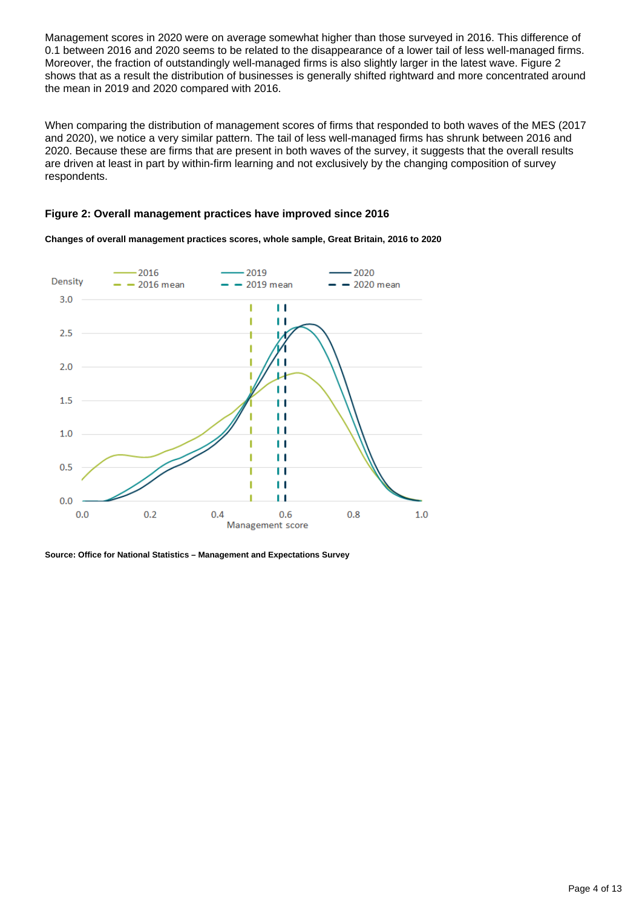Management scores in 2020 were on average somewhat higher than those surveyed in 2016. This difference of 0.1 between 2016 and 2020 seems to be related to the disappearance of a lower tail of less well-managed firms. Moreover, the fraction of outstandingly well-managed firms is also slightly larger in the latest wave. Figure 2 shows that as a result the distribution of businesses is generally shifted rightward and more concentrated around the mean in 2019 and 2020 compared with 2016.

When comparing the distribution of management scores of firms that responded to both waves of the MES (2017 and 2020), we notice a very similar pattern. The tail of less well-managed firms has shrunk between 2016 and 2020. Because these are firms that are present in both waves of the survey, it suggests that the overall results are driven at least in part by within-firm learning and not exclusively by the changing composition of survey respondents.

### Figure 2: Overall management practices have improved since 2016

**Changes of overall management practices scores, whole sample, Great Britain, 2016 to 2020**

**Source: Office for National Statistics – Management and Expectations Survey**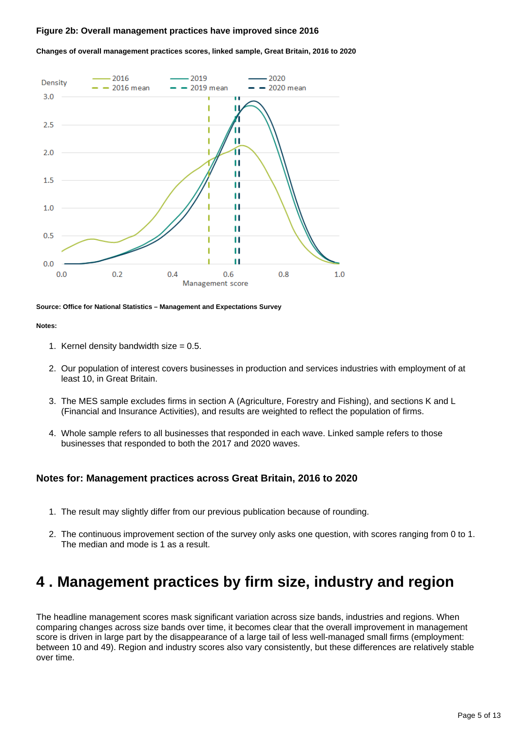#### Figure 2b: Overall management practices have improved since 2016

**Changes of overall management practices scores, linked sample, Great Britain, 2016 to 2020**

**Source: Office for National Statistics – Management and Expectations Survey**

**Notes:**

1. Kernel density bandwidth size = 0.5.
2. Our population of interest covers businesses in production and services industries with employment of at least 10, in Great Britain.
3. The MES sample excludes firms in section A (Agriculture, Forestry and Fishing), and sections K and L (Financial and Insurance Activities), and results are weighted to reflect the population of firms.
4. Whole sample refers to all businesses that responded in each wave. Linked sample refers to those businesses that responded to both the 2017 and 2020 waves.

### Notes for: Management practices across Great Britain, 2016 to 2020

1. The result may slightly differ from our previous publication because of rounding.
2. The continuous improvement section of the survey only asks one question, with scores ranging from 0 to 1. The median and mode is 1 as a result.

## 4 . Management practices by firm size, industry and region

The headline management scores mask significant variation across size bands, industries and regions. When comparing changes across size bands over time, it becomes clear that the overall improvement in management score is driven in large part by the disappearance of a large tail of less well-managed small firms (employment: between 10 and 49). Region and industry scores also vary consistently, but these differences are relatively stable over time.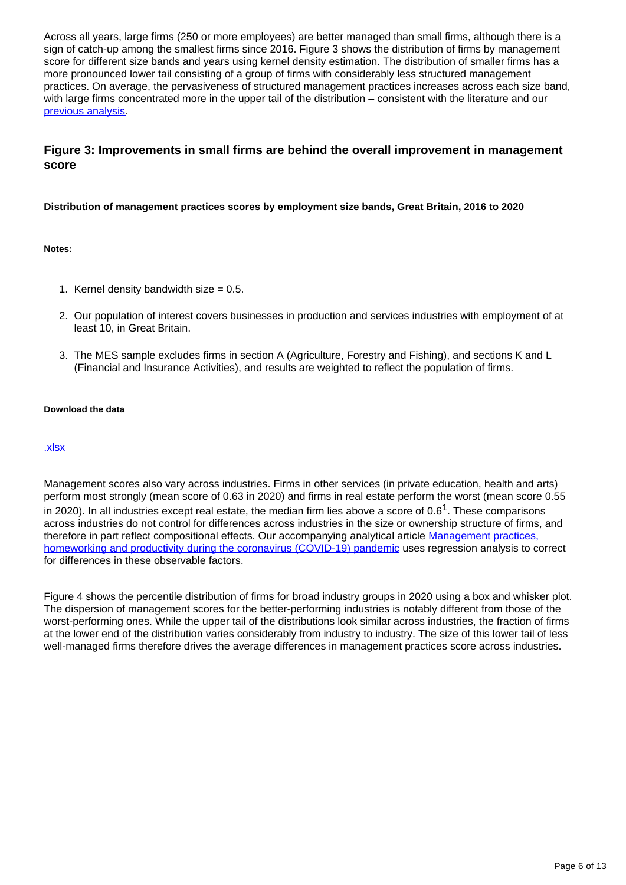Across all years, large firms (250 or more employees) are better managed than small firms, although there is a sign of catch-up among the smallest firms since 2016. Figure 3 shows the distribution of firms by management score for different size bands and years using kernel density estimation. The distribution of smaller firms has a more pronounced lower tail consisting of a group of firms with considerably less structured management practices. On average, the pervasiveness of structured management practices increases across each size band, with large firms concentrated more in the upper tail of the distribution – consistent with the literature and our [previous analysis](#).

### Figure 3: Improvements in small firms are behind the overall improvement in management score

**Distribution of management practices scores by employment size bands, Great Britain, 2016 to 2020**

**Notes:**

1. Kernel density bandwidth size = 0.5.
2. Our population of interest covers businesses in production and services industries with employment of at least 10, in Great Britain.
3. The MES sample excludes firms in section A (Agriculture, Forestry and Fishing), and sections K and L (Financial and Insurance Activities), and results are weighted to reflect the population of firms.

**Download the data**

[.xlsx](#)

Management scores also vary across industries. Firms in other services (in private education, health and arts) perform most strongly (mean score of 0.63 in 2020) and firms in real estate perform the worst (mean score 0.55 in 2020). In all industries except real estate, the median firm lies above a score of 0.6[1]. These comparisons across industries do not control for differences across industries in the size or ownership structure of firms, and therefore in part reflect compositional effects. Our accompanying analytical article [Management practices, homeworking and productivity during the coronavirus (COVID-19) pandemic](#) uses regression analysis to correct for differences in these observable factors.

Figure 4 shows the percentile distribution of firms for broad industry groups in 2020 using a box and whisker plot. The dispersion of management scores for the better-performing industries is notably different from those of the worst-performing ones. While the upper tail of the distributions look similar across industries, the fraction of firms at the lower end of the distribution varies considerably from industry to industry. The size of this lower tail of less well-managed firms therefore drives the average differences in management practices score across industries.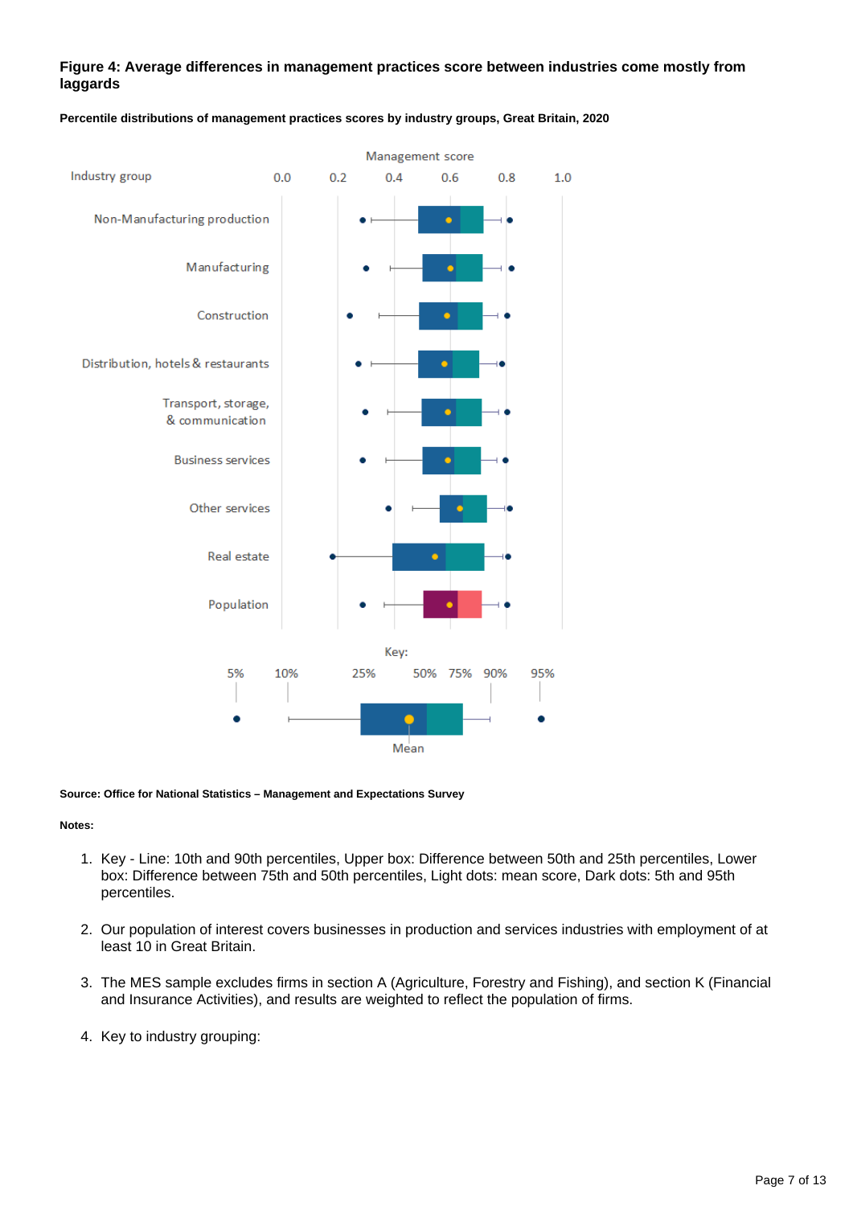**Figure 4: Average differences in management practices score between industries come mostly from laggards**

**Percentile distributions of management practices scores by industry groups, Great Britain, 2020**

**Source: Office for National Statistics – Management and Expectations Survey**

**Notes:**

1. Key - Line: 10th and 90th percentiles, Upper box: Difference between 50th and 25th percentiles, Lower box: Difference between 75th and 50th percentiles, Light dots: mean score, Dark dots: 5th and 95th percentiles.

2. Our population of interest covers businesses in production and services industries with employment of at least 10 in Great Britain.

3. The MES sample excludes firms in section A (Agriculture, Forestry and Fishing), and section K (Financial and Insurance Activities), and results are weighted to reflect the population of firms.

4. Key to industry grouping: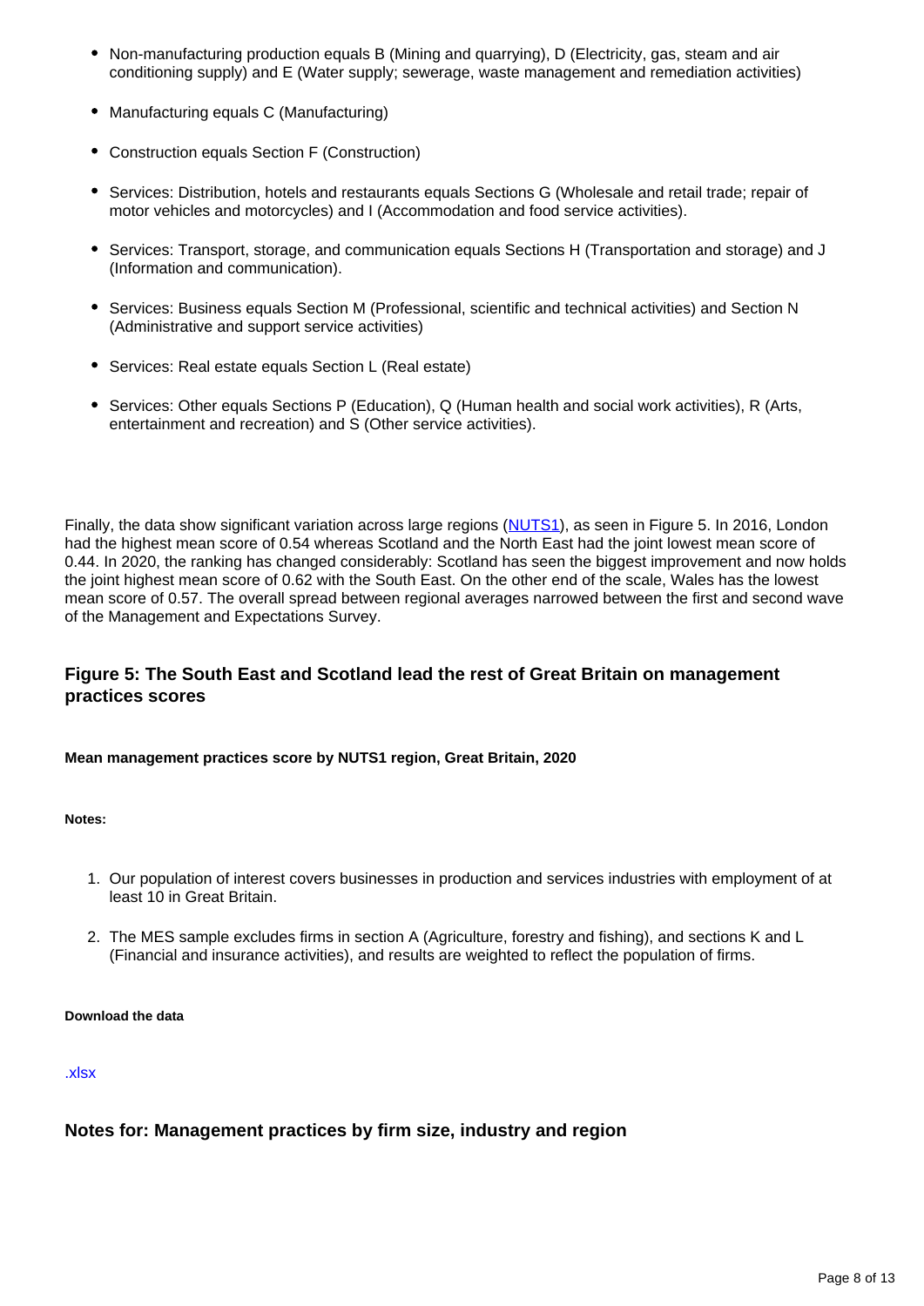- Non-manufacturing production equals B (Mining and quarrying), D (Electricity, gas, steam and air conditioning supply) and E (Water supply; sewerage, waste management and remediation activities)
- Manufacturing equals C (Manufacturing)
- Construction equals Section F (Construction)
- Services: Distribution, hotels and restaurants equals Sections G (Wholesale and retail trade; repair of motor vehicles and motorcycles) and I (Accommodation and food service activities).
- Services: Transport, storage, and communication equals Sections H (Transportation and storage) and J (Information and communication).
- Services: Business equals Section M (Professional, scientific and technical activities) and Section N (Administrative and support service activities)
- Services: Real estate equals Section L (Real estate)
- Services: Other equals Sections P (Education), Q (Human health and social work activities), R (Arts, entertainment and recreation) and S (Other service activities).

Finally, the data show significant variation across large regions (NUTS1), as seen in Figure 5. In 2016, London had the highest mean score of 0.54 whereas Scotland and the North East had the joint lowest mean score of 0.44. In 2020, the ranking has changed considerably: Scotland has seen the biggest improvement and now holds the joint highest mean score of 0.62 with the South East. On the other end of the scale, Wales has the lowest mean score of 0.57. The overall spread between regional averages narrowed between the first and second wave of the Management and Expectations Survey.

### Figure 5: The South East and Scotland lead the rest of Great Britain on management practices scores

**Mean management practices score by NUTS1 region, Great Britain, 2020**

**Notes:**

1. Our population of interest covers businesses in production and services industries with employment of at least 10 in Great Britain.
2. The MES sample excludes firms in section A (Agriculture, forestry and fishing), and sections K and L (Financial and insurance activities), and results are weighted to reflect the population of firms.

**Download the data**

.xlsx

### Notes for: Management practices by firm size, industry and region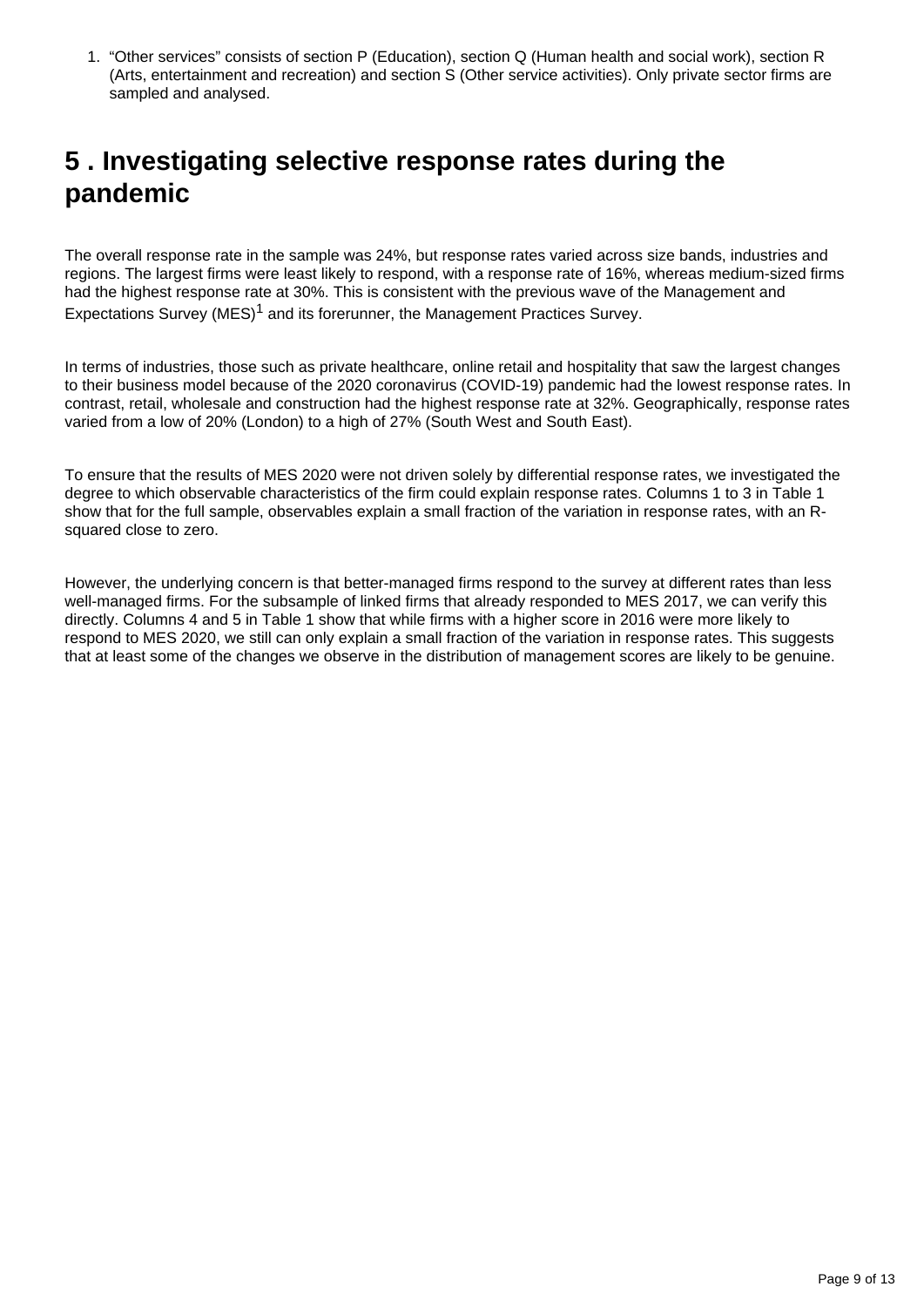1. “Other services” consists of section P (Education), section Q (Human health and social work), section R (Arts, entertainment and recreation) and section S (Other service activities). Only private sector firms are sampled and analysed.

## 5 . Investigating selective response rates during the pandemic

The overall response rate in the sample was 24%, but response rates varied across size bands, industries and regions. The largest firms were least likely to respond, with a response rate of 16%, whereas medium-sized firms had the highest response rate at 30%. This is consistent with the previous wave of the Management and Expectations Survey (MES)[1] and its forerunner, the Management Practices Survey.

In terms of industries, those such as private healthcare, online retail and hospitality that saw the largest changes to their business model because of the 2020 coronavirus (COVID-19) pandemic had the lowest response rates. In contrast, retail, wholesale and construction had the highest response rate at 32%. Geographically, response rates varied from a low of 20% (London) to a high of 27% (South West and South East).

To ensure that the results of MES 2020 were not driven solely by differential response rates, we investigated the degree to which observable characteristics of the firm could explain response rates. Columns 1 to 3 in Table 1 show that for the full sample, observables explain a small fraction of the variation in response rates, with an R-squared close to zero.

However, the underlying concern is that better-managed firms respond to the survey at different rates than less well-managed firms. For the subsample of linked firms that already responded to MES 2017, we can verify this directly. Columns 4 and 5 in Table 1 show that while firms with a higher score in 2016 were more likely to respond to MES 2020, we still can only explain a small fraction of the variation in response rates. This suggests that at least some of the changes we observe in the distribution of management scores are likely to be genuine.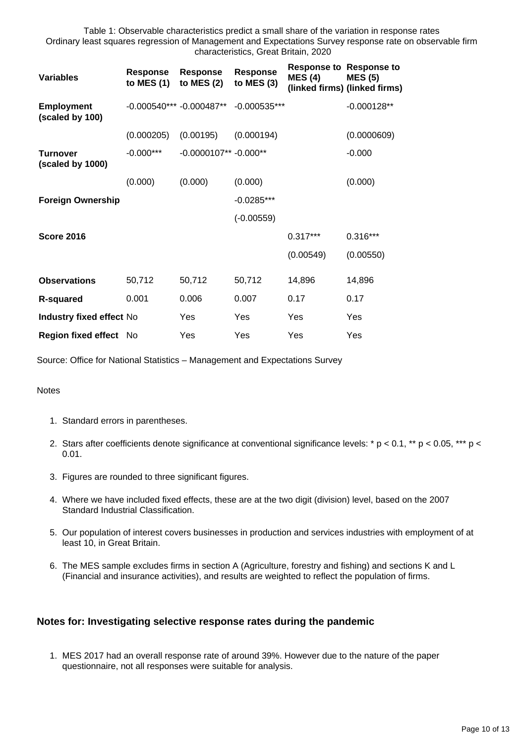Table 1: Observable characteristics predict a small share of the variation in response rates
Ordinary least squares regression of Management and Expectations Survey response rate on observable firm characteristics, Great Britain, 2020

| Variables | Response to MES (1) | Response to MES (2) | Response to MES (3) | Response to MES (4) (linked firms) | Response to MES (5) (linked firms) |
|---|---|---|---|---|---|
| **Employment (scaled by 100)** | -0.000540*** | -0.000487** | -0.000535*** | | -0.000128** |
| | (0.000205) | (0.00195) | (0.000194) | | (0.0000609) |
| **Turnover (scaled by 1000)** | -0.000*** | -0.0000107** | -0.000** | | -0.000 |
| | (0.000) | (0.000) | (0.000) | | (0.000) |
| **Foreign Ownership** | | | -0.0285*** | | |
| | | | (-0.00559) | | |
| **Score 2016** | | | | 0.317*** | 0.316*** |
| | | | | (0.00549) | (0.00550) |
| **Observations** | 50,712 | 50,712 | 50,712 | 14,896 | 14,896 |
| **R-squared** | 0.001 | 0.006 | 0.007 | 0.17 | 0.17 |
| **Industry fixed effect** | No | Yes | Yes | Yes | Yes |
| **Region fixed effect** | No | Yes | Yes | Yes | Yes |

Source: Office for National Statistics – Management and Expectations Survey

Notes

1. Standard errors in parentheses.
2. Stars after coefficients denote significance at conventional significance levels: * $p < 0.1$, ** $p < 0.05$, *** $p < 0.01$.
3. Figures are rounded to three significant figures.
4. Where we have included fixed effects, these are at the two digit (division) level, based on the 2007 Standard Industrial Classification.
5. Our population of interest covers businesses in production and services industries with employment of at least 10, in Great Britain.
6. The MES sample excludes firms in section A (Agriculture, forestry and fishing) and sections K and L (Financial and insurance activities), and results are weighted to reflect the population of firms.

### Notes for: Investigating selective response rates during the pandemic

1. MES 2017 had an overall response rate of around 39%. However due to the nature of the paper questionnaire, not all responses were suitable for analysis.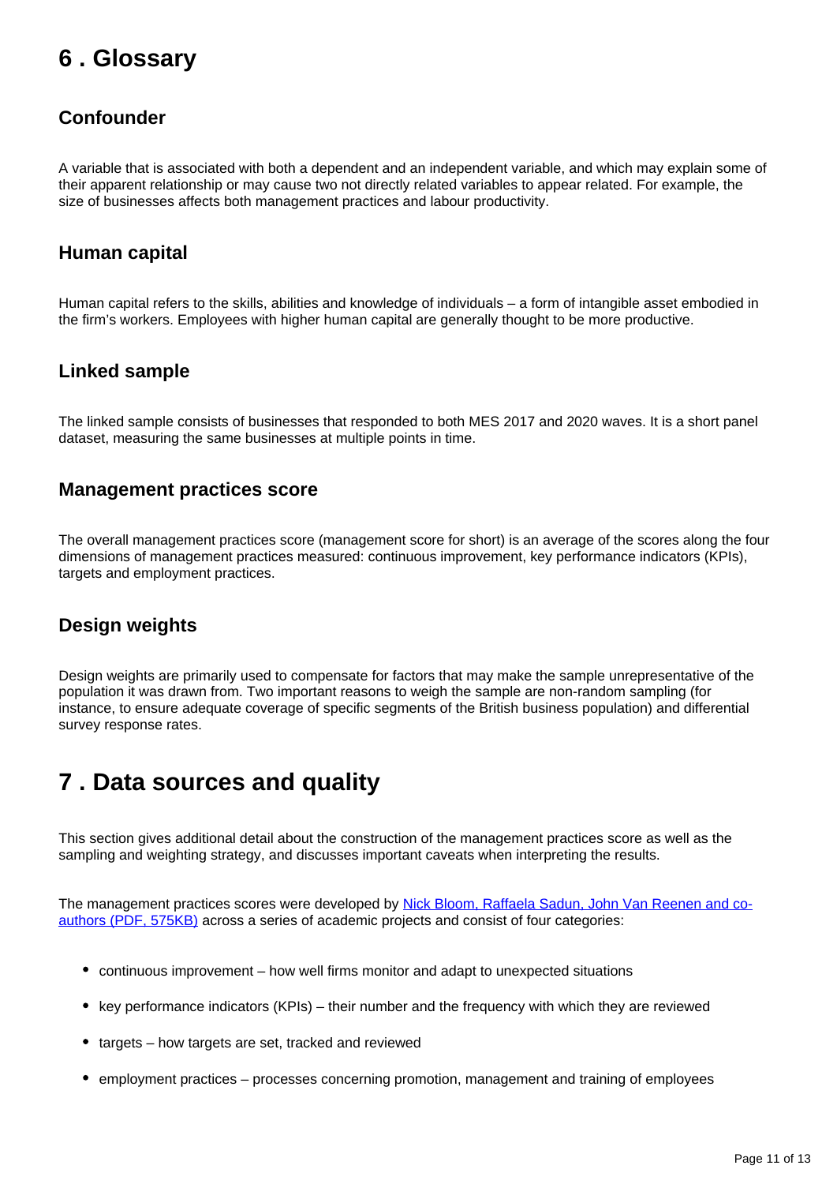## 6 . Glossary

### Confounder

A variable that is associated with both a dependent and an independent variable, and which may explain some of their apparent relationship or may cause two not directly related variables to appear related. For example, the size of businesses affects both management practices and labour productivity.

### Human capital

Human capital refers to the skills, abilities and knowledge of individuals – a form of intangible asset embodied in the firm's workers. Employees with higher human capital are generally thought to be more productive.

### Linked sample

The linked sample consists of businesses that responded to both MES 2017 and 2020 waves. It is a short panel dataset, measuring the same businesses at multiple points in time.

### Management practices score

The overall management practices score (management score for short) is an average of the scores along the four dimensions of management practices measured: continuous improvement, key performance indicators (KPIs), targets and employment practices.

### Design weights

Design weights are primarily used to compensate for factors that may make the sample unrepresentative of the population it was drawn from. Two important reasons to weigh the sample are non-random sampling (for instance, to ensure adequate coverage of specific segments of the British business population) and differential survey response rates.

## 7 . Data sources and quality

This section gives additional detail about the construction of the management practices score as well as the sampling and weighting strategy, and discusses important caveats when interpreting the results.

The management practices scores were developed by [Nick Bloom, Raffaela Sadun, John Van Reenen and co-authors (PDF, 575KB)] across a series of academic projects and consist of four categories:

- continuous improvement – how well firms monitor and adapt to unexpected situations
- key performance indicators (KPIs) – their number and the frequency with which they are reviewed
- targets – how targets are set, tracked and reviewed
- employment practices – processes concerning promotion, management and training of employees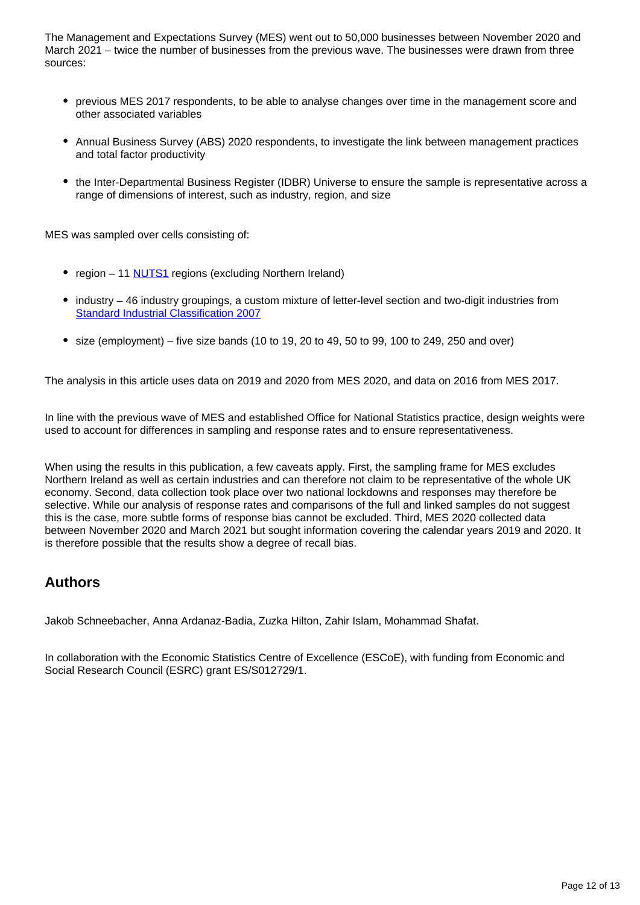The Management and Expectations Survey (MES) went out to 50,000 businesses between November 2020 and March 2021 – twice the number of businesses from the previous wave. The businesses were drawn from three sources:

- previous MES 2017 respondents, to be able to analyse changes over time in the management score and other associated variables
- Annual Business Survey (ABS) 2020 respondents, to investigate the link between management practices and total factor productivity
- the Inter-Departmental Business Register (IDBR) Universe to ensure the sample is representative across a range of dimensions of interest, such as industry, region, and size

MES was sampled over cells consisting of:

- region – 11 NUTS1 regions (excluding Northern Ireland)
- industry – 46 industry groupings, a custom mixture of letter-level section and two-digit industries from Standard Industrial Classification 2007
- size (employment) – five size bands (10 to 19, 20 to 49, 50 to 99, 100 to 249, 250 and over)

The analysis in this article uses data on 2019 and 2020 from MES 2020, and data on 2016 from MES 2017.

In line with the previous wave of MES and established Office for National Statistics practice, design weights were used to account for differences in sampling and response rates and to ensure representativeness.

When using the results in this publication, a few caveats apply. First, the sampling frame for MES excludes Northern Ireland as well as certain industries and can therefore not claim to be representative of the whole UK economy. Second, data collection took place over two national lockdowns and responses may therefore be selective. While our analysis of response rates and comparisons of the full and linked samples do not suggest this is the case, more subtle forms of response bias cannot be excluded. Third, MES 2020 collected data between November 2020 and March 2021 but sought information covering the calendar years 2019 and 2020. It is therefore possible that the results show a degree of recall bias.

## Authors

Jakob Schneebacher, Anna Ardanaz-Badia, Zuzka Hilton, Zahir Islam, Mohammad Shafat.

In collaboration with the Economic Statistics Centre of Excellence (ESCoE), with funding from Economic and Social Research Council (ESRC) grant ES/S012729/1.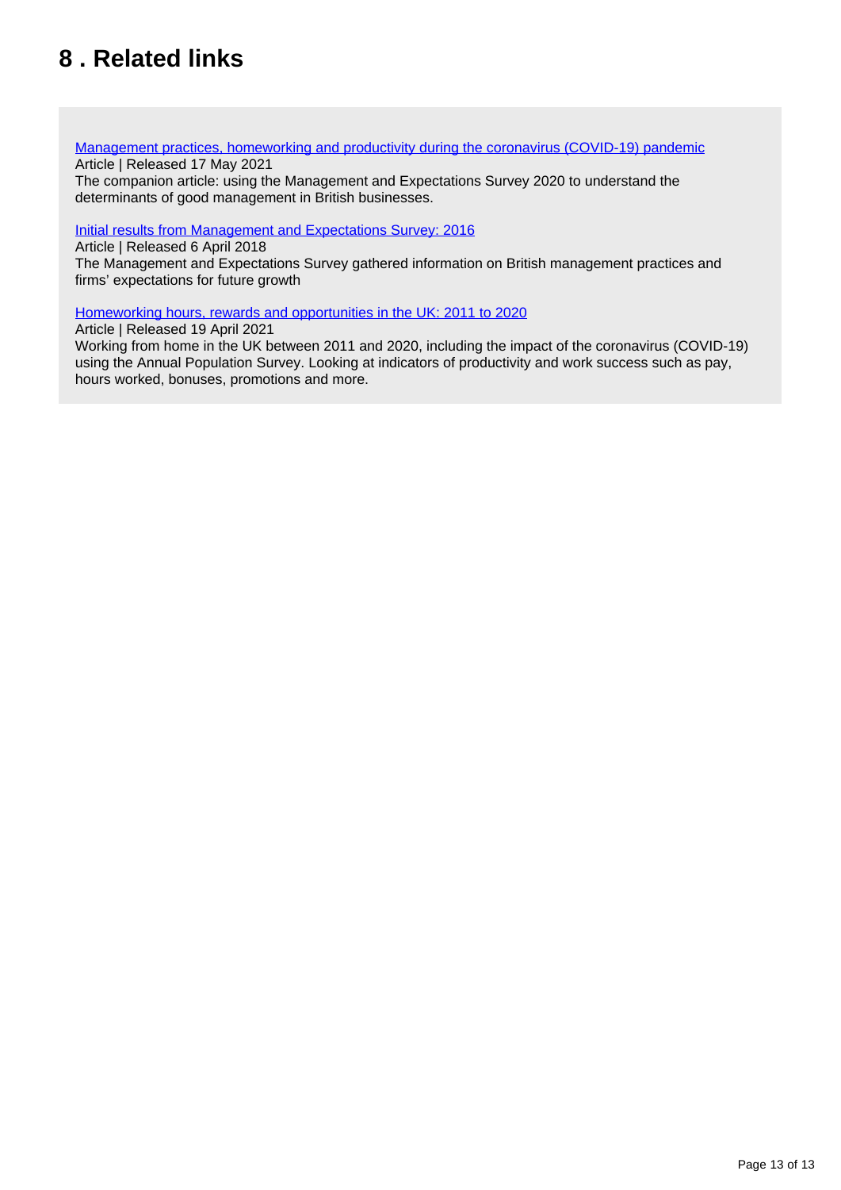## 8 . Related links

[Management practices, homeworking and productivity during the coronavirus (COVID-19) pandemic]
Article | Released 17 May 2021
The companion article: using the Management and Expectations Survey 2020 to understand the determinants of good management in British businesses.

[Initial results from Management and Expectations Survey: 2016]
Article | Released 6 April 2018
The Management and Expectations Survey gathered information on British management practices and firms' expectations for future growth

[Homeworking hours, rewards and opportunities in the UK: 2011 to 2020]
Article | Released 19 April 2021
Working from home in the UK between 2011 and 2020, including the impact of the coronavirus (COVID-19) using the Annual Population Survey. Looking at indicators of productivity and work success such as pay, hours worked, bonuses, promotions and more.